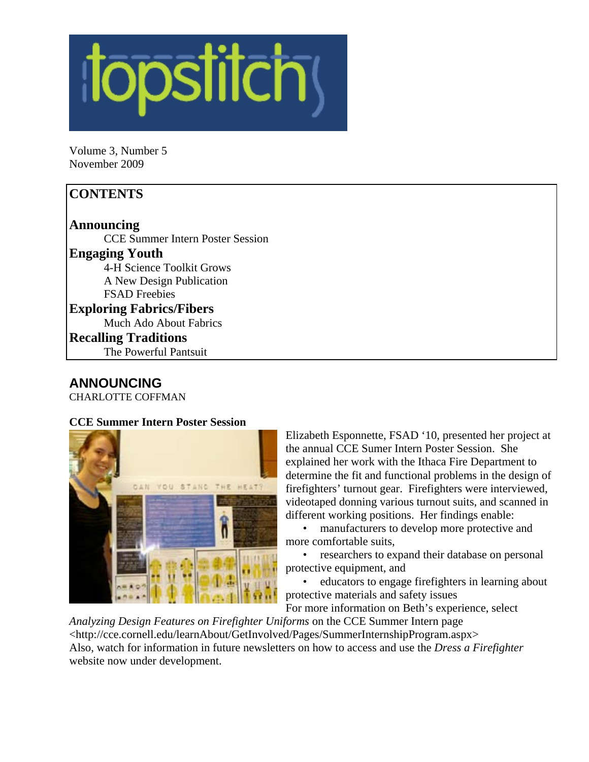# topstitch

Volume 3, Number 5
November 2009

## CONTENTS

**Announcing**
- CCE Summer Intern Poster Session

**Engaging Youth**
- 4-H Science Toolkit Grows
- A New Design Publication
- FSAD Freebies

**Exploring Fabrics/Fibers**
- Much Ado About Fabrics

**Recalling Traditions**
- The Powerful Pantsuit

## ANNOUNCING

CHARLOTTE COFFMAN

### CCE Summer Intern Poster Session

Elizabeth Esponnette, FSAD '10, presented her project at the annual CCE Sumer Intern Poster Session. She explained her work with the Ithaca Fire Department to determine the fit and functional problems in the design of firefighters' turnout gear. Firefighters were interviewed, videotaped donning various turnout suits, and scanned in different working positions. Her findings enable:

- manufacturers to develop more protective and more comfortable suits,
- researchers to expand their database on personal protective equipment, and
- educators to engage firefighters in learning about protective materials and safety issues

For more information on Beth's experience, select *Analyzing Design Features on Firefighter Uniforms* on the CCE Summer Intern page <http://cce.cornell.edu/learnAbout/GetInvolved/Pages/SummerInternshipProgram.aspx>
Also, watch for information in future newsletters on how to access and use the *Dress a Firefighter* website now under development.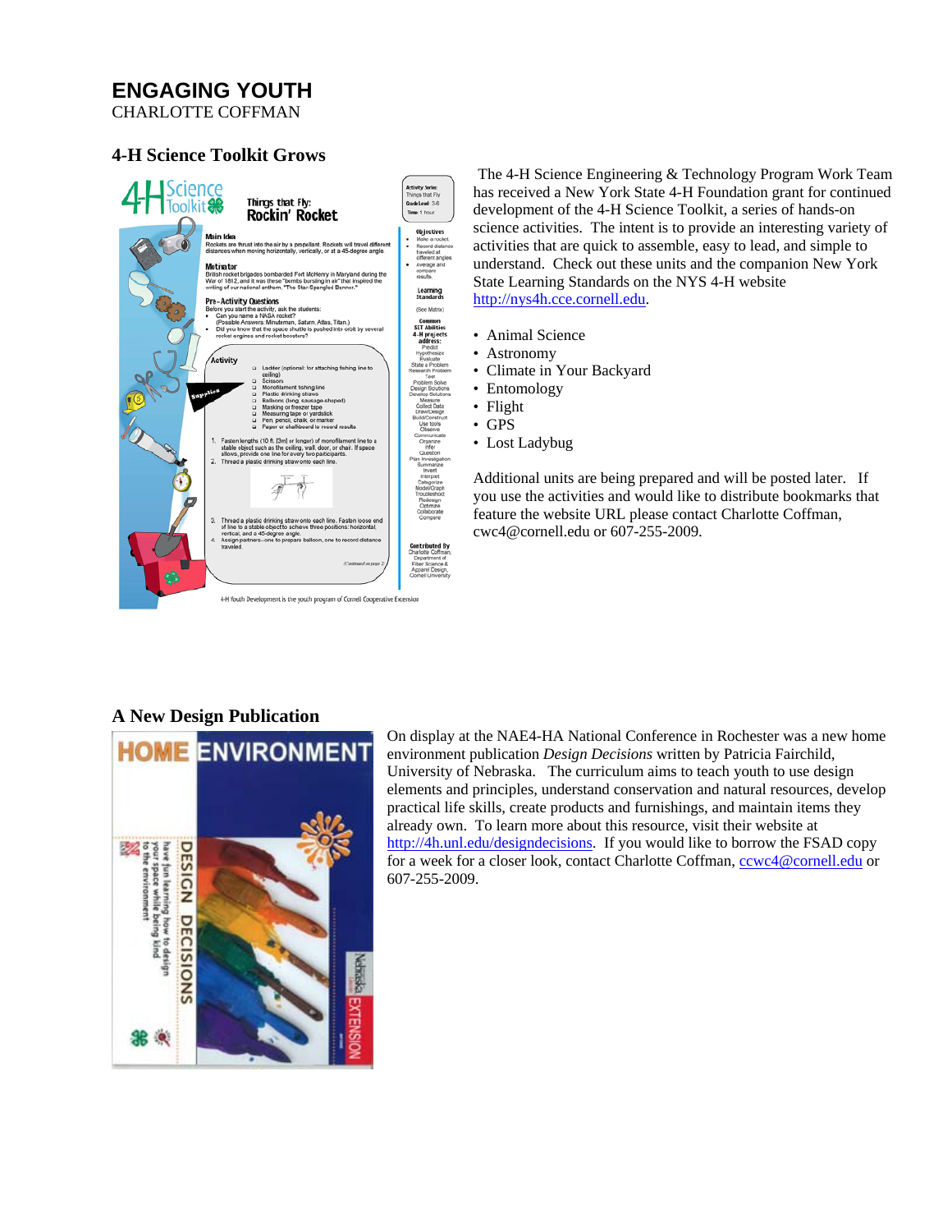# ENGAGING YOUTH

CHARLOTTE COFFMAN

### 4-H Science Toolkit Grows

The 4-H Science Engineering & Technology Program Work Team has received a New York State 4-H Foundation grant for continued development of the 4-H Science Toolkit, a series of hands-on science activities. The intent is to provide an interesting variety of activities that are quick to assemble, easy to lead, and simple to understand. Check out these units and the companion New York State Learning Standards on the NYS 4-H website http://nys4h.cce.cornell.edu.

- Animal Science
- Astronomy
- Climate in Your Backyard
- Entomology
- Flight
- GPS
- Lost Ladybug

Additional units are being prepared and will be posted later. If you use the activities and would like to distribute bookmarks that feature the website URL please contact Charlotte Coffman, cwc4@cornell.edu or 607-255-2009.

### A New Design Publication

On display at the NAE4-HA National Conference in Rochester was a new home environment publication *Design Decisions* written by Patricia Fairchild, University of Nebraska. The curriculum aims to teach youth to use design elements and principles, understand conservation and natural resources, develop practical life skills, create products and furnishings, and maintain items they already own. To learn more about this resource, visit their website at http://4h.unl.edu/designdecisions. If you would like to borrow the FSAD copy for a week for a closer look, contact Charlotte Coffman, ccwc4@cornell.edu or 607-255-2009.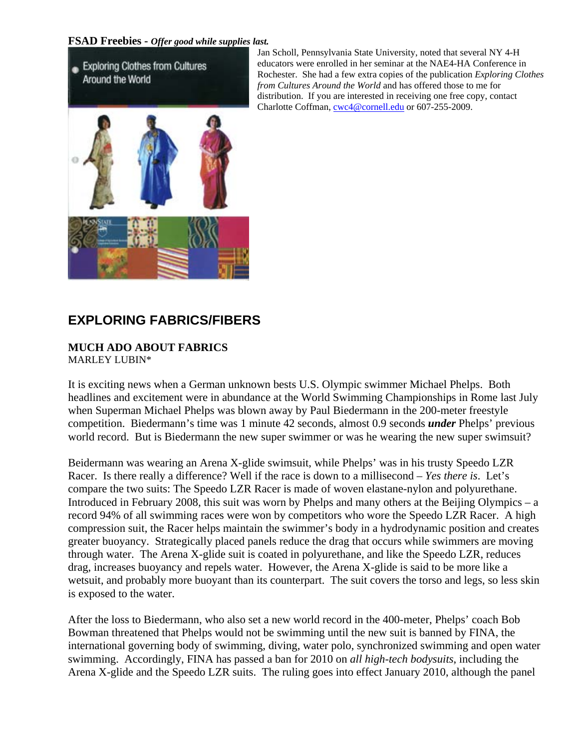**FSAD Freebies -** ***Offer good while supplies last.***

Jan Scholl, Pennsylvania State University, noted that several NY 4-H educators were enrolled in her seminar at the NAE4-HA Conference in Rochester. She had a few extra copies of the publication *Exploring Clothes from Cultures Around the World* and has offered those to me for distribution. If you are interested in receiving one free copy, contact Charlotte Coffman, cwc4@cornell.edu or 607-255-2009.

## EXPLORING FABRICS/FIBERS

### MUCH ADO ABOUT FABRICS

MARLEY LUBIN*

It is exciting news when a German unknown bests U.S. Olympic swimmer Michael Phelps. Both headlines and excitement were in abundance at the World Swimming Championships in Rome last July when Superman Michael Phelps was blown away by Paul Biedermann in the 200-meter freestyle competition. Biedermann's time was 1 minute 42 seconds, almost 0.9 seconds ***under*** Phelps' previous world record. But is Biedermann the new super swimmer or was he wearing the new super swimsuit?

Beidermann was wearing an Arena X-glide swimsuit, while Phelps' was in his trusty Speedo LZR Racer. Is there really a difference? Well if the race is down to a millisecond – *Yes there is*. Let's compare the two suits: The Speedo LZR Racer is made of woven elastane-nylon and polyurethane. Introduced in February 2008, this suit was worn by Phelps and many others at the Beijing Olympics – a record 94% of all swimming races were won by competitors who wore the Speedo LZR Racer. A high compression suit, the Racer helps maintain the swimmer's body in a hydrodynamic position and creates greater buoyancy. Strategically placed panels reduce the drag that occurs while swimmers are moving through water. The Arena X-glide suit is coated in polyurethane, and like the Speedo LZR, reduces drag, increases buoyancy and repels water. However, the Arena X-glide is said to be more like a wetsuit, and probably more buoyant than its counterpart. The suit covers the torso and legs, so less skin is exposed to the water.

After the loss to Biedermann, who also set a new world record in the 400-meter, Phelps' coach Bob Bowman threatened that Phelps would not be swimming until the new suit is banned by FINA, the international governing body of swimming, diving, water polo, synchronized swimming and open water swimming. Accordingly, FINA has passed a ban for 2010 on *all high-tech bodysuits*, including the Arena X-glide and the Speedo LZR suits. The ruling goes into effect January 2010, although the panel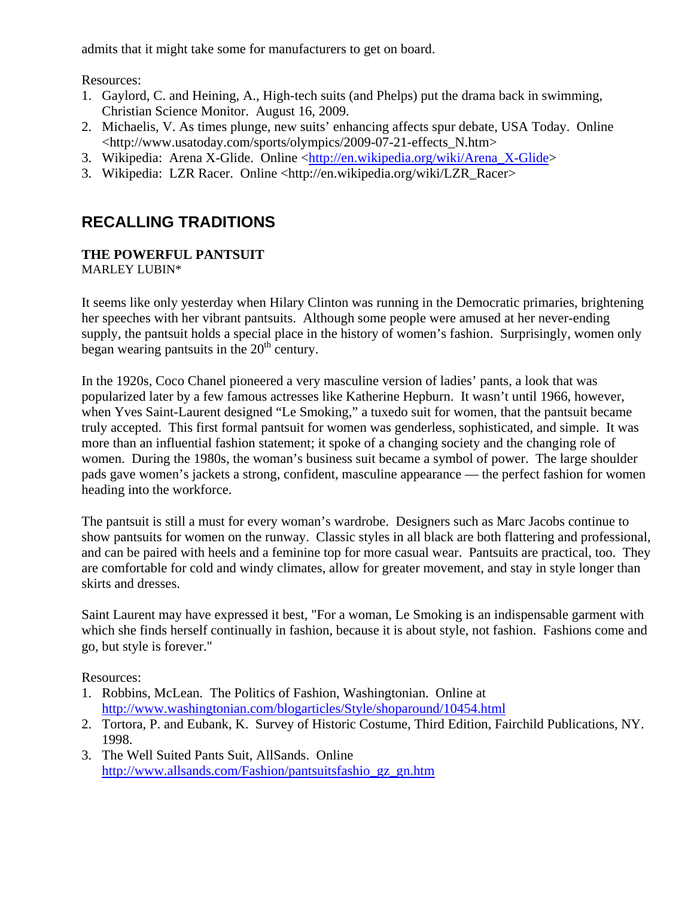admits that it might take some for manufacturers to get on board.

Resources:

1. Gaylord, C. and Heining, A., High-tech suits (and Phelps) put the drama back in swimming, Christian Science Monitor. August 16, 2009.
2. Michaelis, V. As times plunge, new suits' enhancing affects spur debate, USA Today. Online <http://www.usatoday.com/sports/olympics/2009-07-21-effects_N.htm>
3. Wikipedia: Arena X-Glide. Online <http://en.wikipedia.org/wiki/Arena_X-Glide>
3. Wikipedia: LZR Racer. Online <http://en.wikipedia.org/wiki/LZR_Racer>

## RECALLING TRADITIONS

### THE POWERFUL PANTSUIT

MARLEY LUBIN*

It seems like only yesterday when Hilary Clinton was running in the Democratic primaries, brightening her speeches with her vibrant pantsuits. Although some people were amused at her never-ending supply, the pantsuit holds a special place in the history of women's fashion. Surprisingly, women only began wearing pantsuits in the 20th century.

In the 1920s, Coco Chanel pioneered a very masculine version of ladies' pants, a look that was popularized later by a few famous actresses like Katherine Hepburn. It wasn't until 1966, however, when Yves Saint-Laurent designed "Le Smoking," a tuxedo suit for women, that the pantsuit became truly accepted. This first formal pantsuit for women was genderless, sophisticated, and simple. It was more than an influential fashion statement; it spoke of a changing society and the changing role of women. During the 1980s, the woman's business suit became a symbol of power. The large shoulder pads gave women's jackets a strong, confident, masculine appearance — the perfect fashion for women heading into the workforce.

The pantsuit is still a must for every woman's wardrobe. Designers such as Marc Jacobs continue to show pantsuits for women on the runway. Classic styles in all black are both flattering and professional, and can be paired with heels and a feminine top for more casual wear. Pantsuits are practical, too. They are comfortable for cold and windy climates, allow for greater movement, and stay in style longer than skirts and dresses.

Saint Laurent may have expressed it best, "For a woman, Le Smoking is an indispensable garment with which she finds herself continually in fashion, because it is about style, not fashion. Fashions come and go, but style is forever."

Resources:

1. Robbins, McLean. The Politics of Fashion, Washingtonian. Online at http://www.washingtonian.com/blogarticles/Style/shoparound/10454.html
2. Tortora, P. and Eubank, K. Survey of Historic Costume, Third Edition, Fairchild Publications, NY. 1998.
3. The Well Suited Pants Suit, AllSands. Online http://www.allsands.com/Fashion/pantsuitsfashio_gz_gn.htm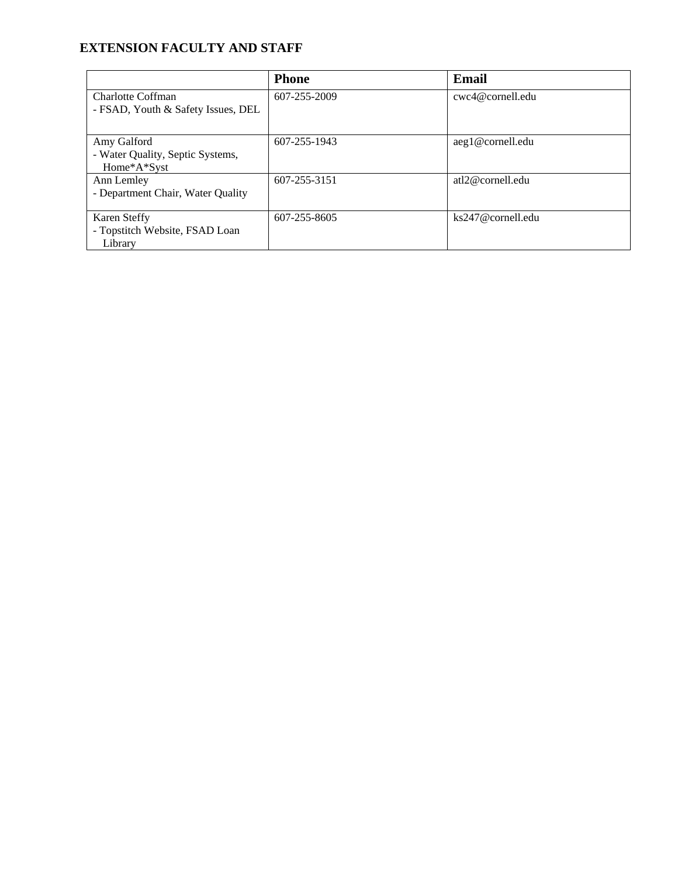## EXTENSION FACULTY AND STAFF

| | Phone | Email |
|---|---|---|
| Charlotte Coffman<br>- FSAD, Youth & Safety Issues, DEL | 607-255-2009 | cwc4@cornell.edu |
| Amy Galford<br>- Water Quality, Septic Systems, Home*A*Syst | 607-255-1943 | aeg1@cornell.edu |
| Ann Lemley<br>- Department Chair, Water Quality | 607-255-3151 | atl2@cornell.edu |
| Karen Steffy<br>- Topstitch Website, FSAD Loan Library | 607-255-8605 | ks247@cornell.edu |